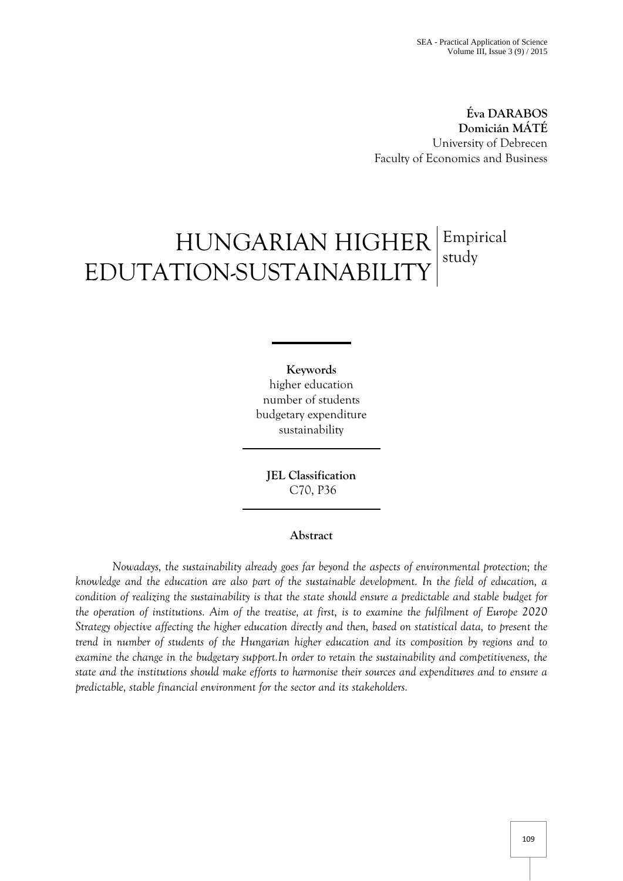**Éva DARABOS**
**Domicián MÁTÉ**
University of Debrecen
Faculty of Economics and Business

# HUNGARIAN HIGHER EDUTATION-SUSTAINABILITY

Empirical study

**Keywords**
higher education
number of students
budgetary expenditure
sustainability

**JEL Classification**
C70, P36

## Abstract

*Nowadays, the sustainability already goes far beyond the aspects of environmental protection; the knowledge and the education are also part of the sustainable development. In the field of education, a condition of realizing the sustainability is that the state should ensure a predictable and stable budget for the operation of institutions. Aim of the treatise, at first, is to examine the fulfilment of Europe 2020 Strategy objective affecting the higher education directly and then, based on statistical data, to present the trend in number of students of the Hungarian higher education and its composition by regions and to examine the change in the budgetary support.In order to retain the sustainability and competitiveness, the state and the institutions should make efforts to harmonise their sources and expenditures and to ensure a predictable, stable financial environment for the sector and its stakeholders.*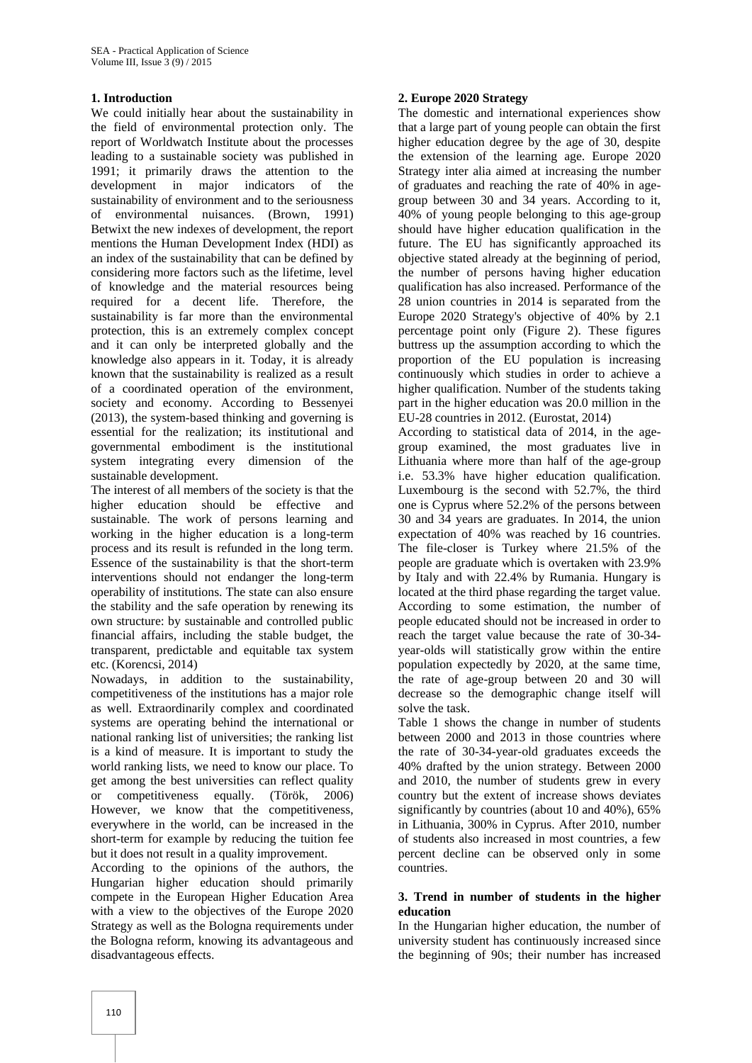## 1. Introduction

We could initially hear about the sustainability in the field of environmental protection only. The report of Worldwatch Institute about the processes leading to a sustainable society was published in 1991; it primarily draws the attention to the development in major indicators of the sustainability of environment and to the seriousness of environmental nuisances. (Brown, 1991) Betwixt the new indexes of development, the report mentions the Human Development Index (HDI) as an index of the sustainability that can be defined by considering more factors such as the lifetime, level of knowledge and the material resources being required for a decent life. Therefore, the sustainability is far more than the environmental protection, this is an extremely complex concept and it can only be interpreted globally and the knowledge also appears in it. Today, it is already known that the sustainability is realized as a result of a coordinated operation of the environment, society and economy. According to Bessenyei (2013), the system-based thinking and governing is essential for the realization; its institutional and governmental embodiment is the institutional system integrating every dimension of the sustainable development.

The interest of all members of the society is that the higher education should be effective and sustainable. The work of persons learning and working in the higher education is a long-term process and its result is refunded in the long term. Essence of the sustainability is that the short-term interventions should not endanger the long-term operability of institutions. The state can also ensure the stability and the safe operation by renewing its own structure: by sustainable and controlled public financial affairs, including the stable budget, the transparent, predictable and equitable tax system etc. (Korencsi, 2014)

Nowadays, in addition to the sustainability, competitiveness of the institutions has a major role as well. Extraordinarily complex and coordinated systems are operating behind the international or national ranking list of universities; the ranking list is a kind of measure. It is important to study the world ranking lists, we need to know our place. To get among the best universities can reflect quality or competitiveness equally. (Török, 2006) However, we know that the competitiveness, everywhere in the world, can be increased in the short-term for example by reducing the tuition fee but it does not result in a quality improvement.

According to the opinions of the authors, the Hungarian higher education should primarily compete in the European Higher Education Area with a view to the objectives of the Europe 2020 Strategy as well as the Bologna requirements under the Bologna reform, knowing its advantageous and disadvantageous effects.

## 2. Europe 2020 Strategy

The domestic and international experiences show that a large part of young people can obtain the first higher education degree by the age of 30, despite the extension of the learning age. Europe 2020 Strategy inter alia aimed at increasing the number of graduates and reaching the rate of 40% in age-group between 30 and 34 years. According to it, 40% of young people belonging to this age-group should have higher education qualification in the future. The EU has significantly approached its objective stated already at the beginning of period, the number of persons having higher education qualification has also increased. Performance of the 28 union countries in 2014 is separated from the Europe 2020 Strategy's objective of 40% by 2.1 percentage point only (Figure 2). These figures buttress up the assumption according to which the proportion of the EU population is increasing continuously which studies in order to achieve a higher qualification. Number of the students taking part in the higher education was 20.0 million in the EU-28 countries in 2012. (Eurostat, 2014)

According to statistical data of 2014, in the age-group examined, the most graduates live in Lithuania where more than half of the age-group i.e. 53.3% have higher education qualification. Luxembourg is the second with 52.7%, the third one is Cyprus where 52.2% of the persons between 30 and 34 years are graduates. In 2014, the union expectation of 40% was reached by 16 countries. The file-closer is Turkey where 21.5% of the people are graduate which is overtaken with 23.9% by Italy and with 22.4% by Rumania. Hungary is located at the third phase regarding the target value. According to some estimation, the number of people educated should not be increased in order to reach the target value because the rate of 30-34-year-olds will statistically grow within the entire population expectedly by 2020, at the same time, the rate of age-group between 20 and 30 will decrease so the demographic change itself will solve the task.

Table 1 shows the change in number of students between 2000 and 2013 in those countries where the rate of 30-34-year-old graduates exceeds the 40% drafted by the union strategy. Between 2000 and 2010, the number of students grew in every country but the extent of increase shows deviates significantly by countries (about 10 and 40%), 65% in Lithuania, 300% in Cyprus. After 2010, number of students also increased in most countries, a few percent decline can be observed only in some countries.

## 3. Trend in number of students in the higher education

In the Hungarian higher education, the number of university student has continuously increased since the beginning of 90s; their number has increased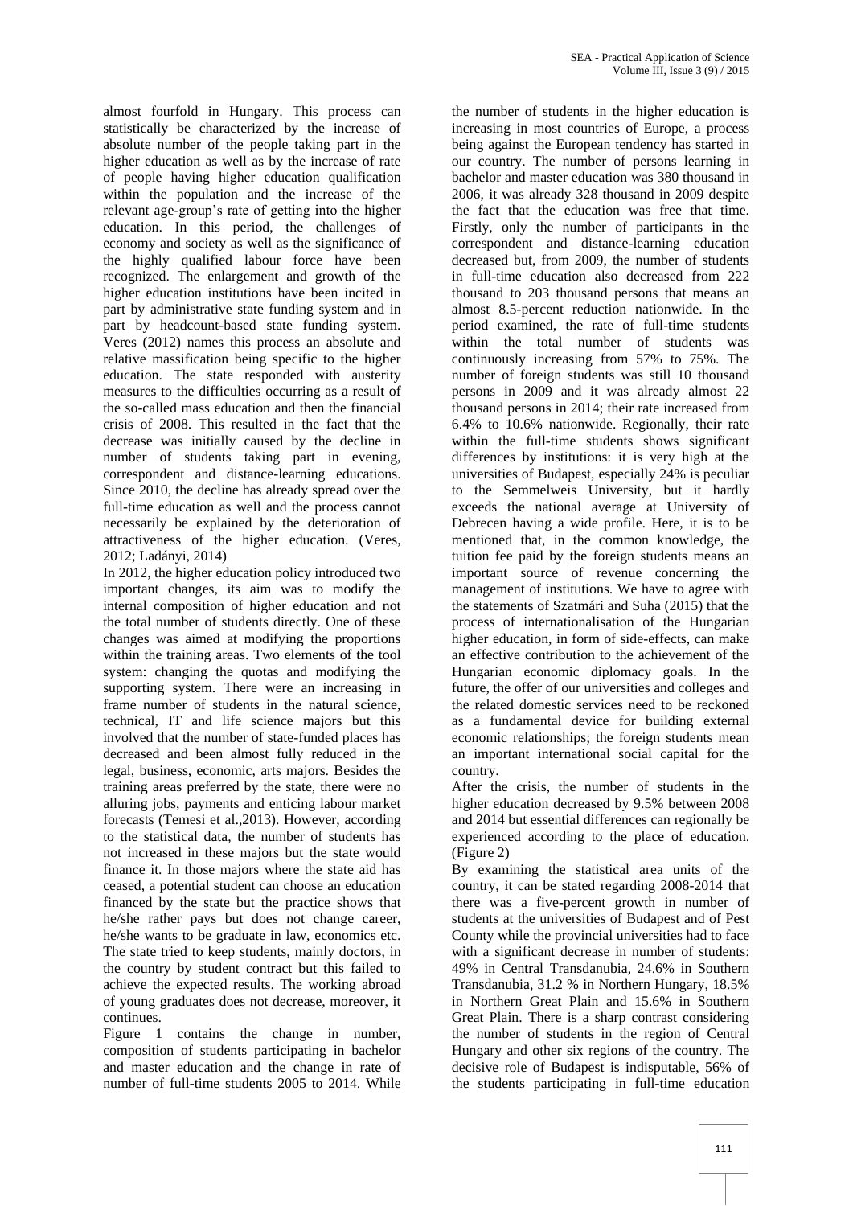almost fourfold in Hungary. This process can statistically be characterized by the increase of absolute number of the people taking part in the higher education as well as by the increase of rate of people having higher education qualification within the population and the increase of the relevant age-group's rate of getting into the higher education. In this period, the challenges of economy and society as well as the significance of the highly qualified labour force have been recognized. The enlargement and growth of the higher education institutions have been incited in part by administrative state funding system and in part by headcount-based state funding system. Veres (2012) names this process an absolute and relative massification being specific to the higher education. The state responded with austerity measures to the difficulties occurring as a result of the so-called mass education and then the financial crisis of 2008. This resulted in the fact that the decrease was initially caused by the decline in number of students taking part in evening, correspondent and distance-learning educations. Since 2010, the decline has already spread over the full-time education as well and the process cannot necessarily be explained by the deterioration of attractiveness of the higher education. (Veres, 2012; Ladányi, 2014)

In 2012, the higher education policy introduced two important changes, its aim was to modify the internal composition of higher education and not the total number of students directly. One of these changes was aimed at modifying the proportions within the training areas. Two elements of the tool system: changing the quotas and modifying the supporting system. There were an increasing in frame number of students in the natural science, technical, IT and life science majors but this involved that the number of state-funded places has decreased and been almost fully reduced in the legal, business, economic, arts majors. Besides the training areas preferred by the state, there were no alluring jobs, payments and enticing labour market forecasts (Temesi et al.,2013). However, according to the statistical data, the number of students has not increased in these majors but the state would finance it. In those majors where the state aid has ceased, a potential student can choose an education financed by the state but the practice shows that he/she rather pays but does not change career, he/she wants to be graduate in law, economics etc. The state tried to keep students, mainly doctors, in the country by student contract but this failed to achieve the expected results. The working abroad of young graduates does not decrease, moreover, it continues.

Figure 1 contains the change in number, composition of students participating in bachelor and master education and the change in rate of number of full-time students 2005 to 2014. While the number of students in the higher education is increasing in most countries of Europe, a process being against the European tendency has started in our country. The number of persons learning in bachelor and master education was 380 thousand in 2006, it was already 328 thousand in 2009 despite the fact that the education was free that time. Firstly, only the number of participants in the correspondent and distance-learning education decreased but, from 2009, the number of students in full-time education also decreased from 222 thousand to 203 thousand persons that means an almost 8.5-percent reduction nationwide. In the period examined, the rate of full-time students within the total number of students was continuously increasing from 57% to 75%. The number of foreign students was still 10 thousand persons in 2009 and it was already almost 22 thousand persons in 2014; their rate increased from 6.4% to 10.6% nationwide. Regionally, their rate within the full-time students shows significant differences by institutions: it is very high at the universities of Budapest, especially 24% is peculiar to the Semmelweis University, but it hardly exceeds the national average at University of Debrecen having a wide profile. Here, it is to be mentioned that, in the common knowledge, the tuition fee paid by the foreign students means an important source of revenue concerning the management of institutions. We have to agree with the statements of Szatmári and Suha (2015) that the process of internationalisation of the Hungarian higher education, in form of side-effects, can make an effective contribution to the achievement of the Hungarian economic diplomacy goals. In the future, the offer of our universities and colleges and the related domestic services need to be reckoned as a fundamental device for building external economic relationships; the foreign students mean an important international social capital for the country.

After the crisis, the number of students in the higher education decreased by 9.5% between 2008 and 2014 but essential differences can regionally be experienced according to the place of education. (Figure 2)

By examining the statistical area units of the country, it can be stated regarding 2008-2014 that there was a five-percent growth in number of students at the universities of Budapest and of Pest County while the provincial universities had to face with a significant decrease in number of students: 49% in Central Transdanubia, 24.6% in Southern Transdanubia, 31.2 % in Northern Hungary, 18.5% in Northern Great Plain and 15.6% in Southern Great Plain. There is a sharp contrast considering the number of students in the region of Central Hungary and other six regions of the country. The decisive role of Budapest is indisputable, 56% of the students participating in full-time education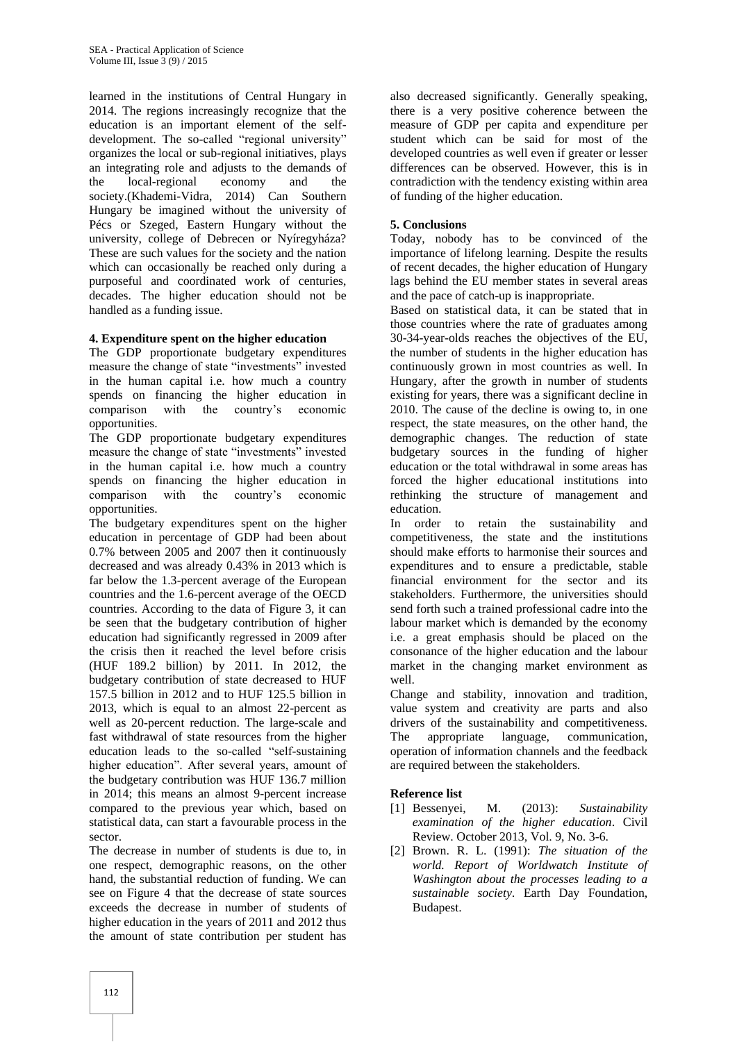learned in the institutions of Central Hungary in 2014. The regions increasingly recognize that the education is an important element of the self-development. The so-called "regional university" organizes the local or sub-regional initiatives, plays an integrating role and adjusts to the demands of the local-regional economy and the society.(Khademi-Vidra, 2014) Can Southern Hungary be imagined without the university of Pécs or Szeged, Eastern Hungary without the university, college of Debrecen or Nyíregyháza? These are such values for the society and the nation which can occasionally be reached only during a purposeful and coordinated work of centuries, decades. The higher education should not be handled as a funding issue.

### 4. Expenditure spent on the higher education

The GDP proportionate budgetary expenditures measure the change of state "investments" invested in the human capital i.e. how much a country spends on financing the higher education in comparison with the country's economic opportunities.

The GDP proportionate budgetary expenditures measure the change of state "investments" invested in the human capital i.e. how much a country spends on financing the higher education in comparison with the country's economic opportunities.

The budgetary expenditures spent on the higher education in percentage of GDP had been about 0.7% between 2005 and 2007 then it continuously decreased and was already 0.43% in 2013 which is far below the 1.3-percent average of the European countries and the 1.6-percent average of the OECD countries. According to the data of Figure 3, it can be seen that the budgetary contribution of higher education had significantly regressed in 2009 after the crisis then it reached the level before crisis (HUF 189.2 billion) by 2011. In 2012, the budgetary contribution of state decreased to HUF 157.5 billion in 2012 and to HUF 125.5 billion in 2013, which is equal to an almost 22-percent as well as 20-percent reduction. The large-scale and fast withdrawal of state resources from the higher education leads to the so-called "self-sustaining higher education". After several years, amount of the budgetary contribution was HUF 136.7 million in 2014; this means an almost 9-percent increase compared to the previous year which, based on statistical data, can start a favourable process in the sector.

The decrease in number of students is due to, in one respect, demographic reasons, on the other hand, the substantial reduction of funding. We can see on Figure 4 that the decrease of state sources exceeds the decrease in number of students of higher education in the years of 2011 and 2012 thus the amount of state contribution per student has also decreased significantly. Generally speaking, there is a very positive coherence between the measure of GDP per capita and expenditure per student which can be said for most of the developed countries as well even if greater or lesser differences can be observed. However, this is in contradiction with the tendency existing within area of funding of the higher education.

### 5. Conclusions

Today, nobody has to be convinced of the importance of lifelong learning. Despite the results of recent decades, the higher education of Hungary lags behind the EU member states in several areas and the pace of catch-up is inappropriate.

Based on statistical data, it can be stated that in those countries where the rate of graduates among 30-34-year-olds reaches the objectives of the EU, the number of students in the higher education has continuously grown in most countries as well. In Hungary, after the growth in number of students existing for years, there was a significant decline in 2010. The cause of the decline is owing to, in one respect, the state measures, on the other hand, the demographic changes. The reduction of state budgetary sources in the funding of higher education or the total withdrawal in some areas has forced the higher educational institutions into rethinking the structure of management and education.

In order to retain the sustainability and competitiveness, the state and the institutions should make efforts to harmonise their sources and expenditures and to ensure a predictable, stable financial environment for the sector and its stakeholders. Furthermore, the universities should send forth such a trained professional cadre into the labour market which is demanded by the economy i.e. a great emphasis should be placed on the consonance of the higher education and the labour market in the changing market environment as well.

Change and stability, innovation and tradition, value system and creativity are parts and also drivers of the sustainability and competitiveness. The appropriate language, communication, operation of information channels and the feedback are required between the stakeholders.

### Reference list

[1] Bessenyei, M. (2013): *Sustainability examination of the higher education*. Civil Review. October 2013, Vol. 9, No. 3-6.

[2] Brown. R. L. (1991): *The situation of the world. Report of Worldwatch Institute of Washington about the processes leading to a sustainable society*. Earth Day Foundation, Budapest.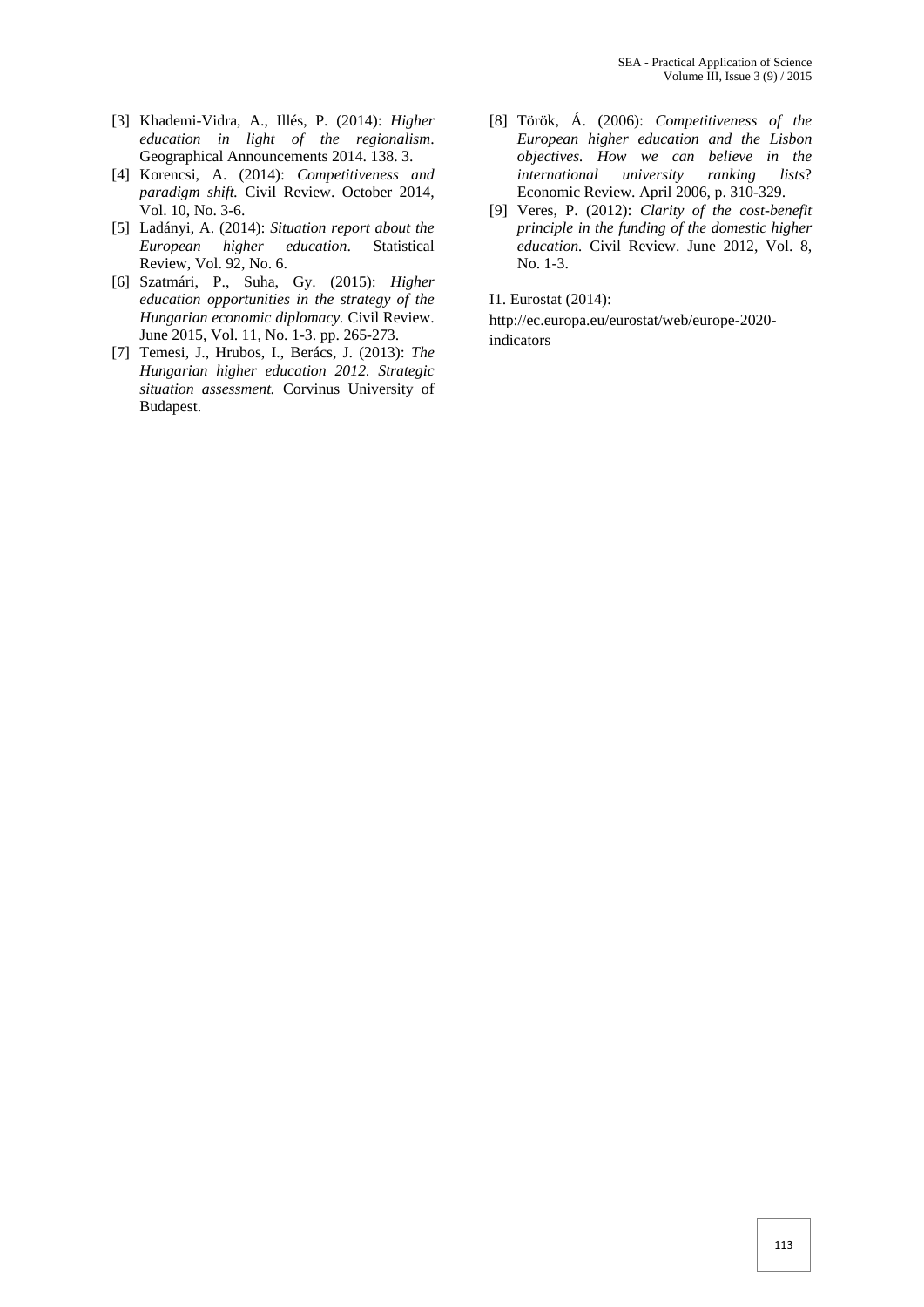[3] Khademi-Vidra, A., Illés, P. (2014): *Higher education in light of the regionalism*. Geographical Announcements 2014. 138. 3.

[4] Korencsi, A. (2014): *Competitiveness and paradigm shift.* Civil Review. October 2014, Vol. 10, No. 3-6.

[5] Ladányi, A. (2014): *Situation report about the European higher education*. Statistical Review, Vol. 92, No. 6.

[6] Szatmári, P., Suha, Gy. (2015): *Higher education opportunities in the strategy of the Hungarian economic diplomacy.* Civil Review. June 2015, Vol. 11, No. 1-3. pp. 265-273.

[7] Temesi, J., Hrubos, I., Berács, J. (2013): *The Hungarian higher education 2012. Strategic situation assessment.* Corvinus University of Budapest.

[8] Török, Á. (2006): *Competitiveness of the European higher education and the Lisbon objectives. How we can believe in the international university ranking lists*? Economic Review. April 2006, p. 310-329.

[9] Veres, P. (2012): *Clarity of the cost-benefit principle in the funding of the domestic higher education.* Civil Review. June 2012, Vol. 8, No. 1-3.

I1. Eurostat (2014):

http://ec.europa.eu/eurostat/web/europe-2020-indicators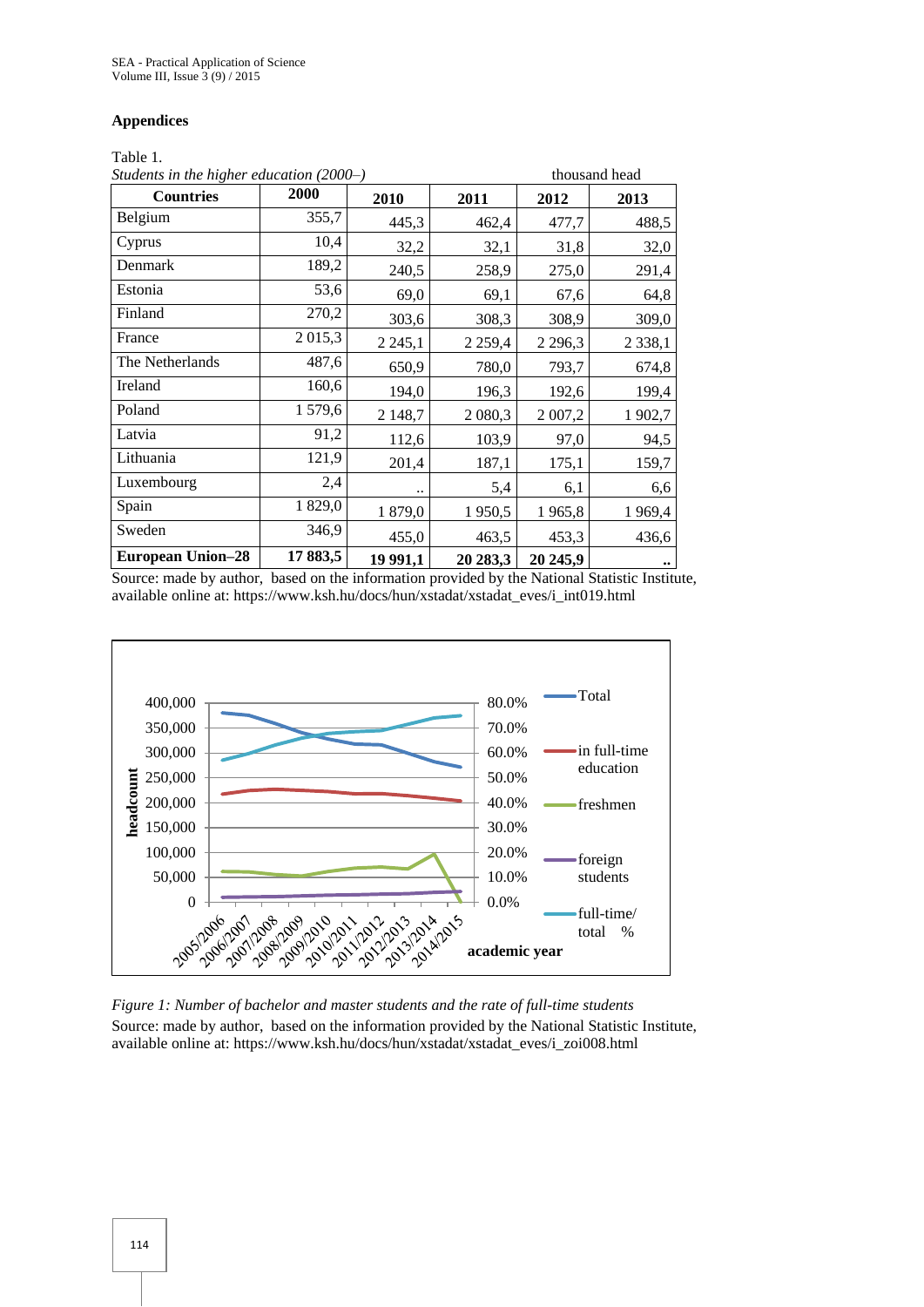## Appendices

Table 1.

*Students in the higher education (2000–)* thousand head

| Countries | 2000 | 2010 | 2011 | 2012 | 2013 |
|---|---|---|---|---|---|
| Belgium | 355,7 | 445,3 | 462,4 | 477,7 | 488,5 |
| Cyprus | 10,4 | 32,2 | 32,1 | 31,8 | 32,0 |
| Denmark | 189,2 | 240,5 | 258,9 | 275,0 | 291,4 |
| Estonia | 53,6 | 69,0 | 69,1 | 67,6 | 64,8 |
| Finland | 270,2 | 303,6 | 308,3 | 308,9 | 309,0 |
| France | 2 015,3 | 2 245,1 | 2 259,4 | 2 296,3 | 2 338,1 |
| The Netherlands | 487,6 | 650,9 | 780,0 | 793,7 | 674,8 |
| Ireland | 160,6 | 194,0 | 196,3 | 192,6 | 199,4 |
| Poland | 1 579,6 | 2 148,7 | 2 080,3 | 2 007,2 | 1 902,7 |
| Latvia | 91,2 | 112,6 | 103,9 | 97,0 | 94,5 |
| Lithuania | 121,9 | 201,4 | 187,1 | 175,1 | 159,7 |
| Luxembourg | 2,4 | .. | 5,4 | 6,1 | 6,6 |
| Spain | 1 829,0 | 1 879,0 | 1 950,5 | 1 965,8 | 1 969,4 |
| Sweden | 346,9 | 455,0 | 463,5 | 453,3 | 436,6 |
| **European Union–28** | **17 883,5** | **19 991,1** | **20 283,3** | **20 245,9** | **..** |

Source: made by author, based on the information provided by the National Statistic Institute, available online at: https://www.ksh.hu/docs/hun/xstadat/xstadat_eves/i_int019.html

*Figure 1: Number of bachelor and master students and the rate of full-time students*

Source: made by author, based on the information provided by the National Statistic Institute, available online at: https://www.ksh.hu/docs/hun/xstadat/xstadat_eves/i_zoi008.html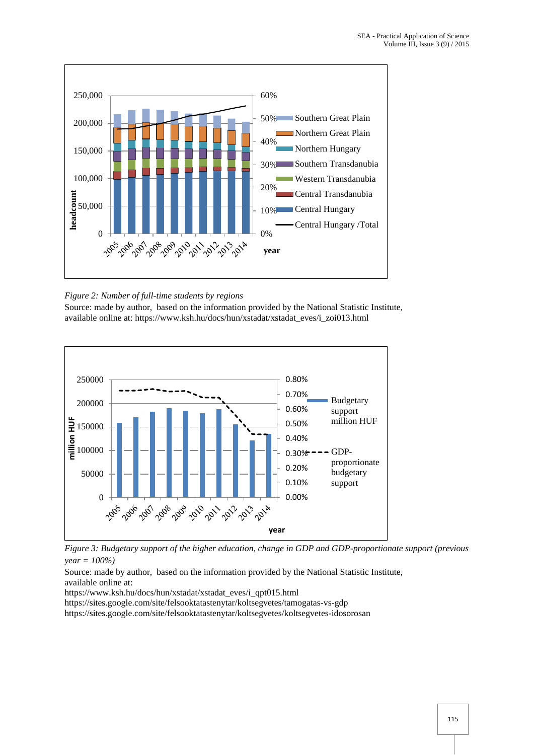*Figure 2: Number of full-time students by regions*

Source: made by author, based on the information provided by the National Statistic Institute, available online at: https://www.ksh.hu/docs/hun/xstadat/xstadat_eves/i_zoi013.html

*Figure 3: Budgetary support of the higher education, change in GDP and GDP-proportionate support (previous year = 100%)*

Source: made by author, based on the information provided by the National Statistic Institute, available online at:
https://www.ksh.hu/docs/hun/xstadat/xstadat_eves/i_qpt015.html
https://sites.google.com/site/felsooktatastenytar/koltsegvetes/tamogatas-vs-gdp
https://sites.google.com/site/felsooktatastenytar/koltsegvetes/koltsegvetes-idosorosan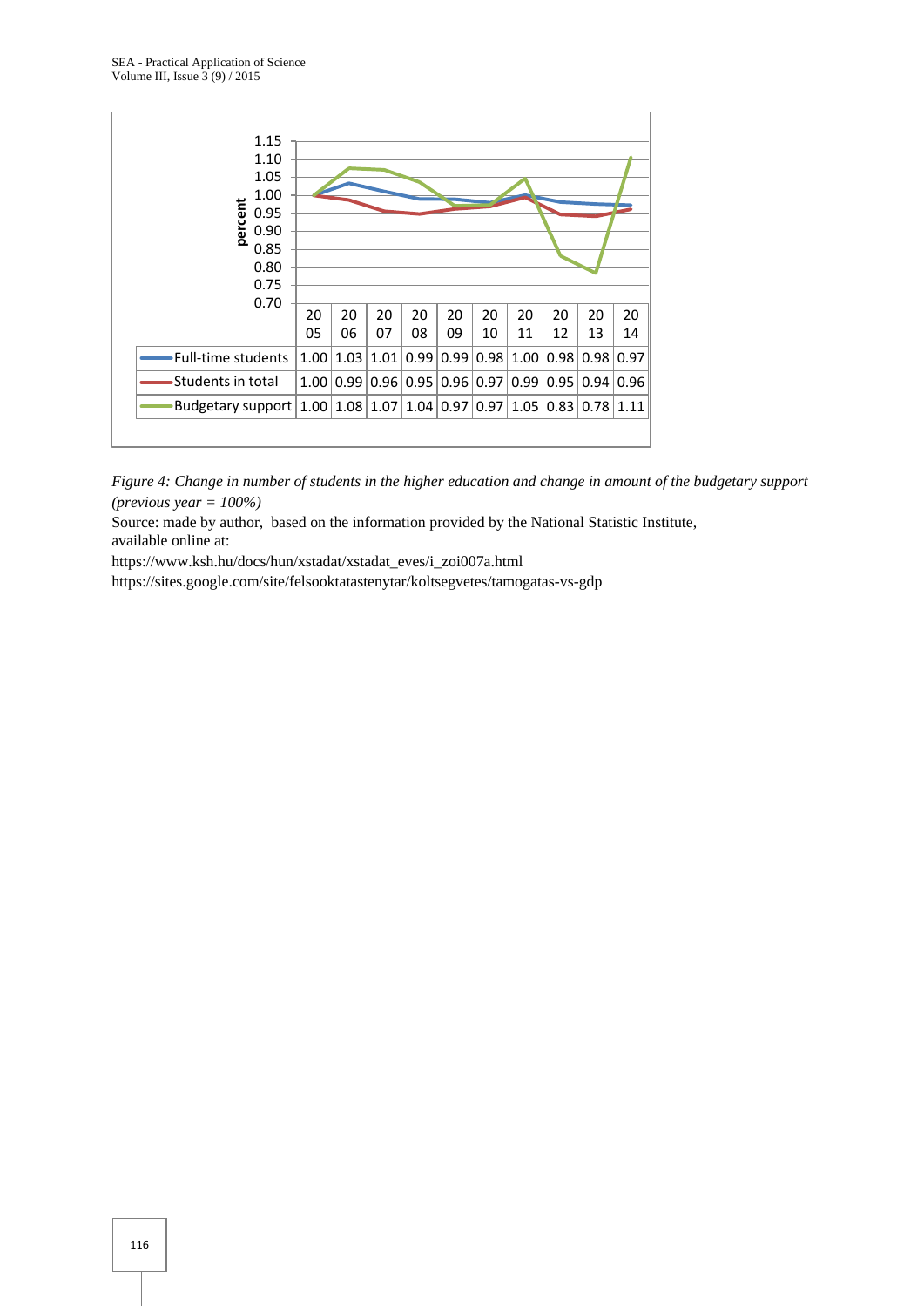1.15
1.10
1.05
1.00
0.95
0.90
0.85
0.80
0.75
0.70

percent

2005 2006 2007 2008 2009 2010 2011 2012 2013 2014

Full-time students 1.00 1.03 1.01 0.99 0.99 0.98 1.00 0.98 0.98 0.97

Students in total 1.00 0.99 0.96 0.95 0.96 0.97 0.99 0.95 0.94 0.96

Budgetary support 1.00 1.08 1.07 1.04 0.97 0.97 1.05 0.83 0.78 1.11

*Figure 4: Change in number of students in the higher education and change in amount of the budgetary support (previous year = 100%)*

Source: made by author, based on the information provided by the National Statistic Institute, available online at:

https://www.ksh.hu/docs/hun/xstadat/xstadat_eves/i_zoi007a.html

https://sites.google.com/site/felsooktatastenytar/koltsegvetes/tamogatas-vs-gdp